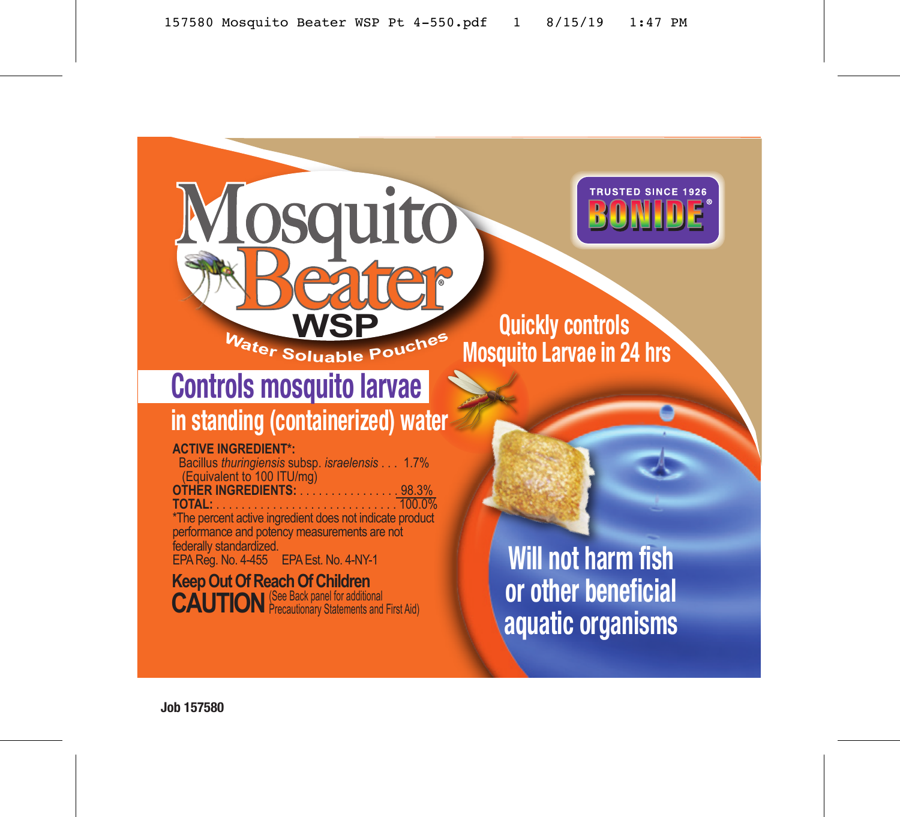# Mosquito Beater® WSP

**Water Soluable Pouches**

TRUSTED SINCE 1926 **BONIDE**®

**Quickly controls Mosquito Larvae in 24 hrs**

## Controls mosquito larvae in standing (containerized) water

**ACTIVE INGREDIENT*:**
Bacillus *thuringiensis* subsp. *israelensis* . . . 1.7%
(Equivalent to 100 ITU/mg)
**OTHER INGREDIENTS:** . . . . . . . . . . . . . . . . 98.3%
**TOTAL:** . . . . . . . . . . . . . . . . . . . . . . . . . . . . . 100.0%

*The percent active ingredient does not indicate product performance and potency measurements are not federally standardized.

EPA Reg. No. 4-455 EPA Est. No. 4-NY-1

**Keep Out Of Reach Of Children**

**CAUTION** (See Back panel for additional Precautionary Statements and First Aid)

**Will not harm fish or other beneficial aquatic organisms**

**Job 157580**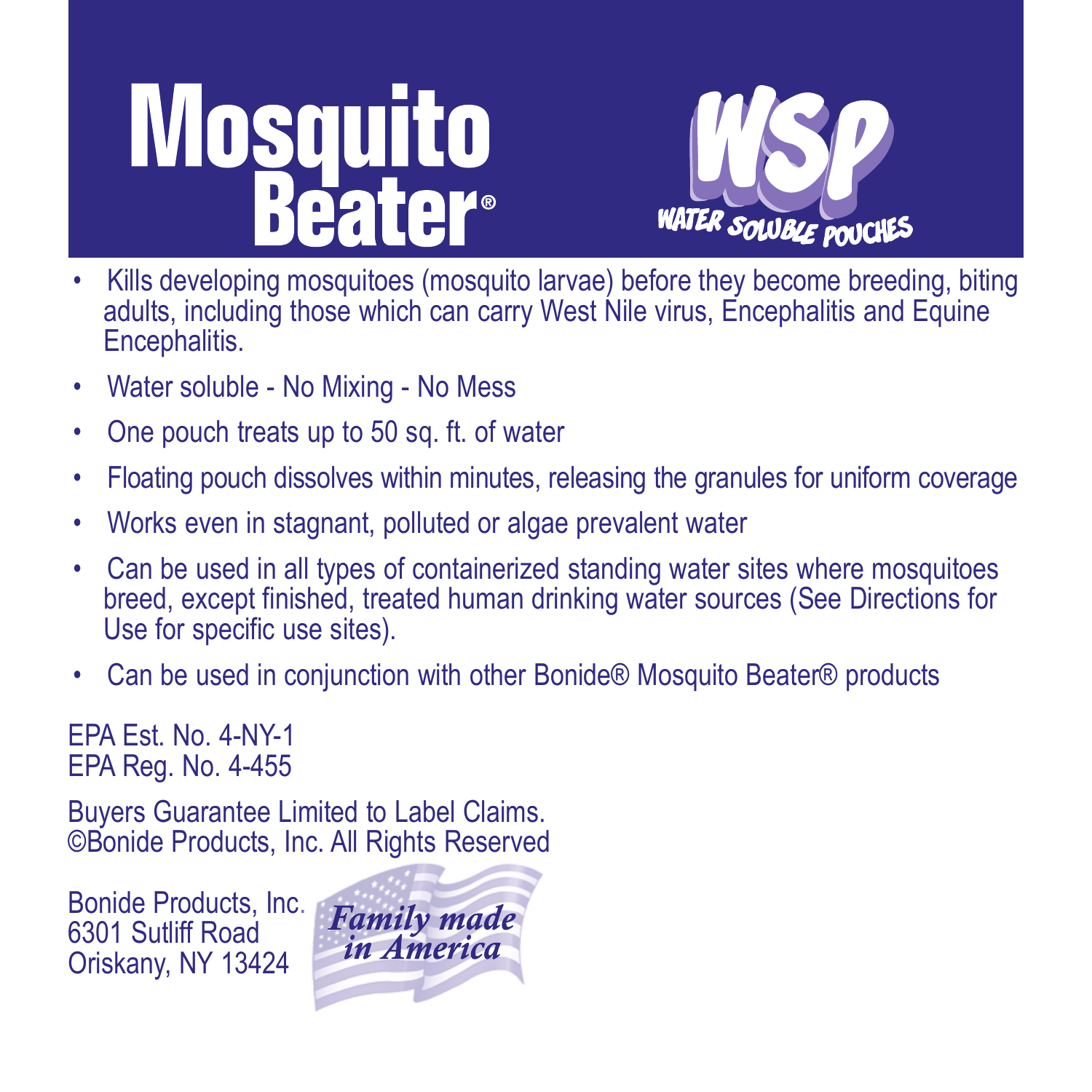# Mosquito Beater®

## WSP
WATER SOLUBLE POUCHES

- Kills developing mosquitoes (mosquito larvae) before they become breeding, biting adults, including those which can carry West Nile virus, Encephalitis and Equine Encephalitis.
- Water soluble - No Mixing - No Mess
- One pouch treats up to 50 sq. ft. of water
- Floating pouch dissolves within minutes, releasing the granules for uniform coverage
- Works even in stagnant, polluted or algae prevalent water
- Can be used in all types of containerized standing water sites where mosquitoes breed, except finished, treated human drinking water sources (See Directions for Use for specific use sites).
- Can be used in conjunction with other Bonide® Mosquito Beater® products

EPA Est. No. 4-NY-1
EPA Reg. No. 4-455

Buyers Guarantee Limited to Label Claims.
©Bonide Products, Inc. All Rights Reserved

Bonide Products, Inc.
6301 Sutliff Road
Oriskany, NY 13424

*Family made in America*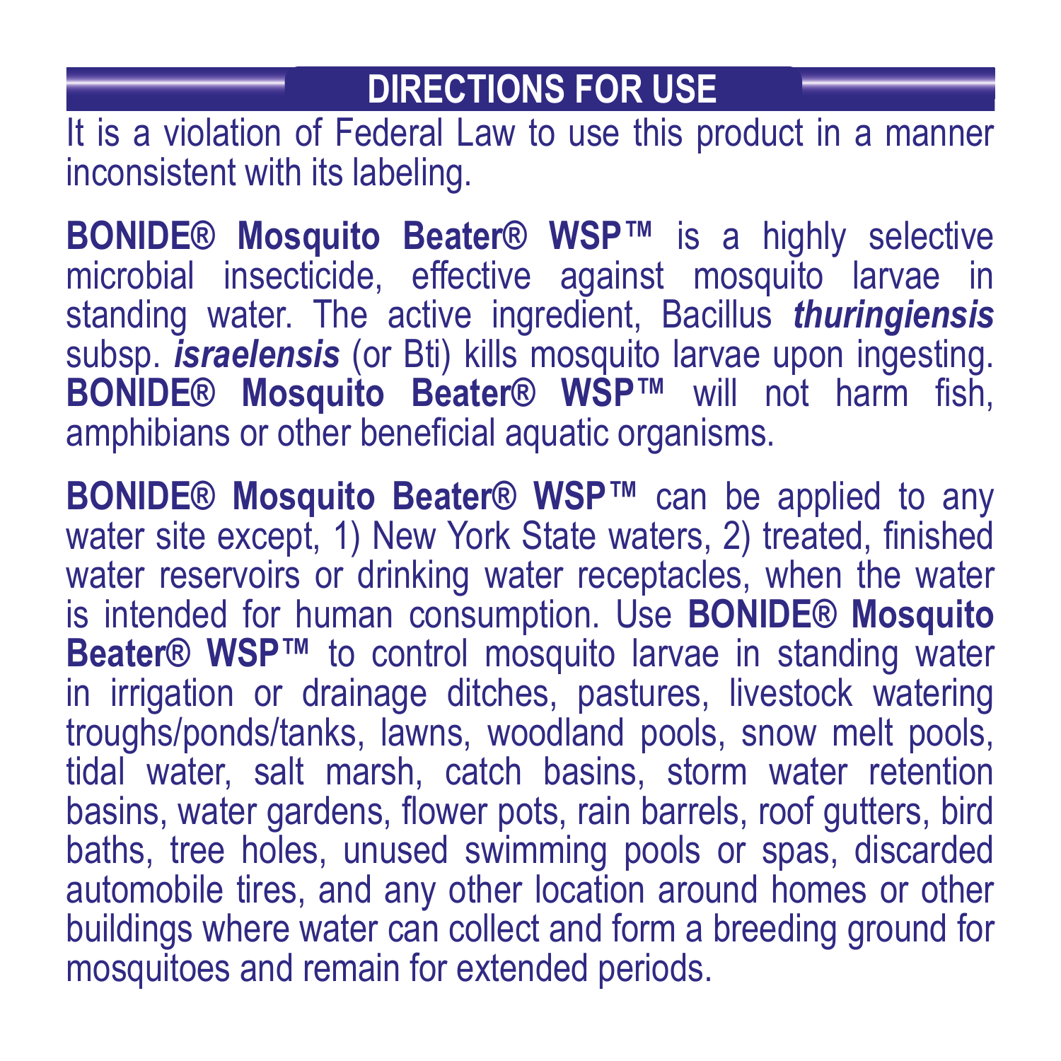## DIRECTIONS FOR USE

It is a violation of Federal Law to use this product in a manner inconsistent with its labeling.

**BONIDE® Mosquito Beater® WSP™** is a highly selective microbial insecticide, effective against mosquito larvae in standing water. The active ingredient, Bacillus ***thuringiensis*** subsp. ***israelensis*** (or Bti) kills mosquito larvae upon ingesting. **BONIDE® Mosquito Beater® WSP™** will not harm fish, amphibians or other beneficial aquatic organisms.

**BONIDE® Mosquito Beater® WSP™** can be applied to any water site except, 1) New York State waters, 2) treated, finished water reservoirs or drinking water receptacles, when the water is intended for human consumption. Use **BONIDE® Mosquito Beater® WSP™** to control mosquito larvae in standing water in irrigation or drainage ditches, pastures, livestock watering troughs/ponds/tanks, lawns, woodland pools, snow melt pools, tidal water, salt marsh, catch basins, storm water retention basins, water gardens, flower pots, rain barrels, roof gutters, bird baths, tree holes, unused swimming pools or spas, discarded automobile tires, and any other location around homes or other buildings where water can collect and form a breeding ground for mosquitoes and remain for extended periods.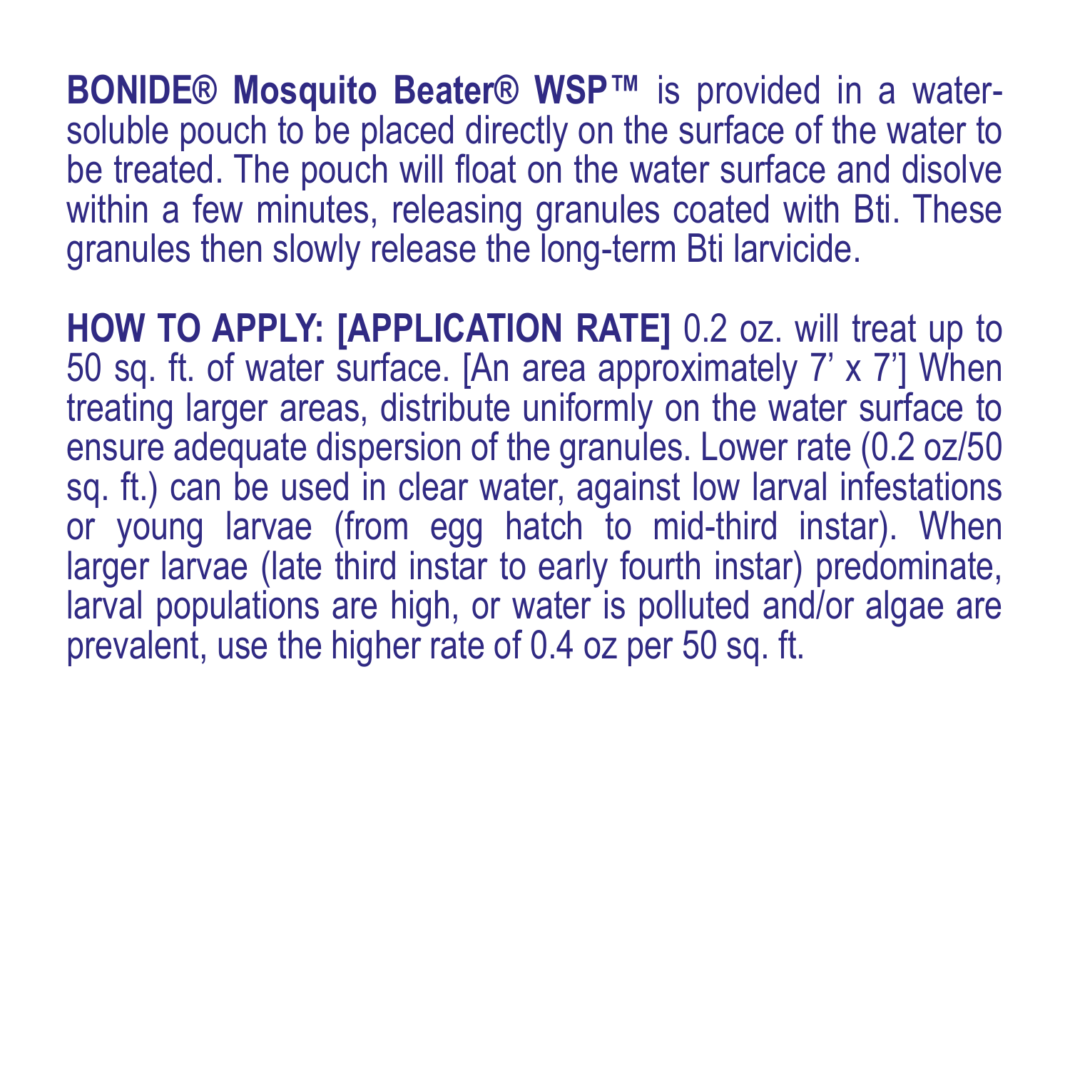**BONIDE® Mosquito Beater® WSP™** is provided in a water-soluble pouch to be placed directly on the surface of the water to be treated. The pouch will float on the water surface and disolve within a few minutes, releasing granules coated with Bti. These granules then slowly release the long-term Bti larvicide.

**HOW TO APPLY: [APPLICATION RATE]** 0.2 oz. will treat up to 50 sq. ft. of water surface. [An area approximately 7' x 7'] When treating larger areas, distribute uniformly on the water surface to ensure adequate dispersion of the granules. Lower rate (0.2 oz/50 sq. ft.) can be used in clear water, against low larval infestations or young larvae (from egg hatch to mid-third instar). When larger larvae (late third instar to early fourth instar) predominate, larval populations are high, or water is polluted and/or algae are prevalent, use the higher rate of 0.4 oz per 50 sq. ft.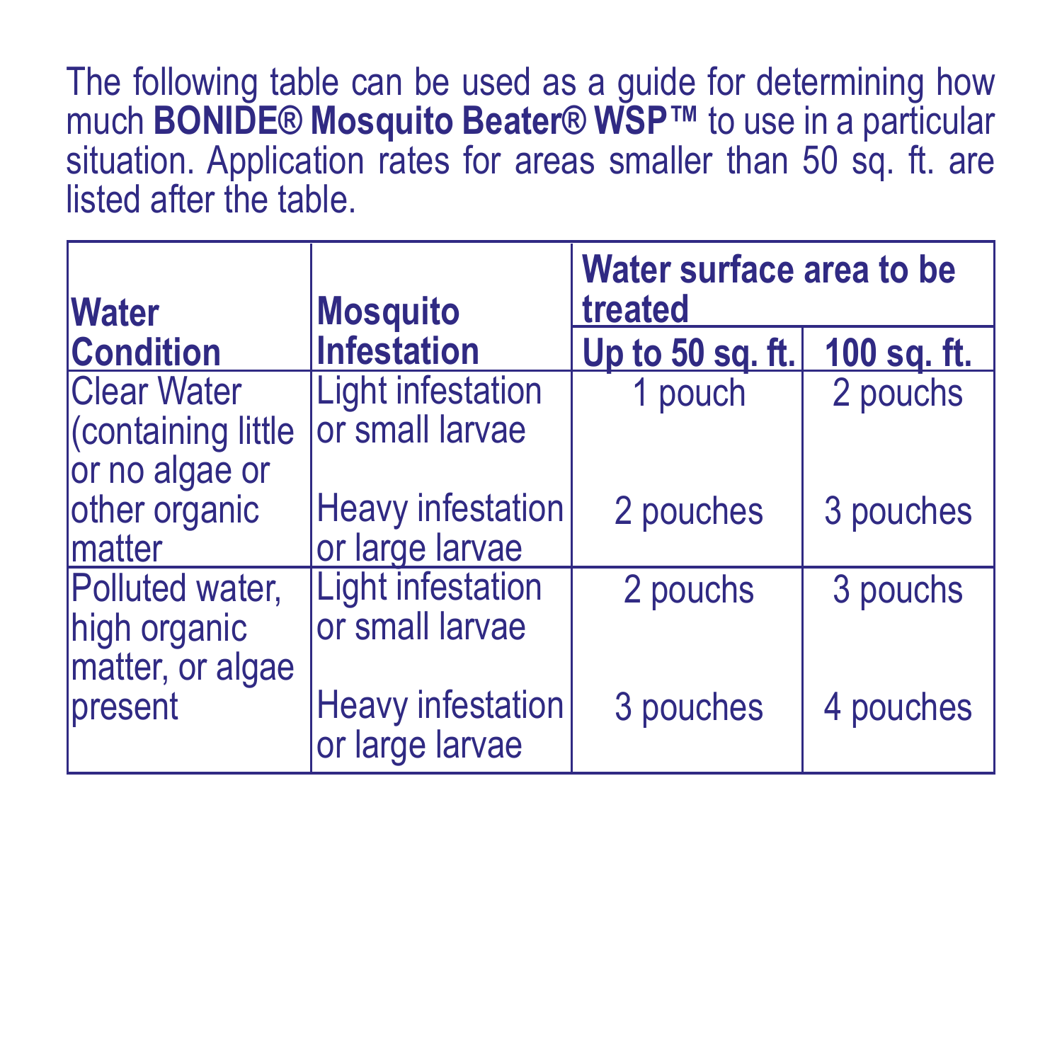The following table can be used as a guide for determining how much **BONIDE® Mosquito Beater® WSP™** to use in a particular situation. Application rates for areas smaller than 50 sq. ft. are listed after the table.

| Water Condition | Mosquito Infestation | Water surface area to be treated | |
|---|---|---|---|
| | | **Up to 50 sq. ft.** | **100 sq. ft.** |
| Clear Water (containing little or no algae or other organic matter | Light infestation or small larvae | 1 pouch | 2 pouchs |
| | Heavy infestation or large larvae | 2 pouches | 3 pouches |
| Polluted water, high organic matter, or algae present | Light infestation or small larvae | 2 pouchs | 3 pouchs |
| | Heavy infestation or large larvae | 3 pouches | 4 pouches |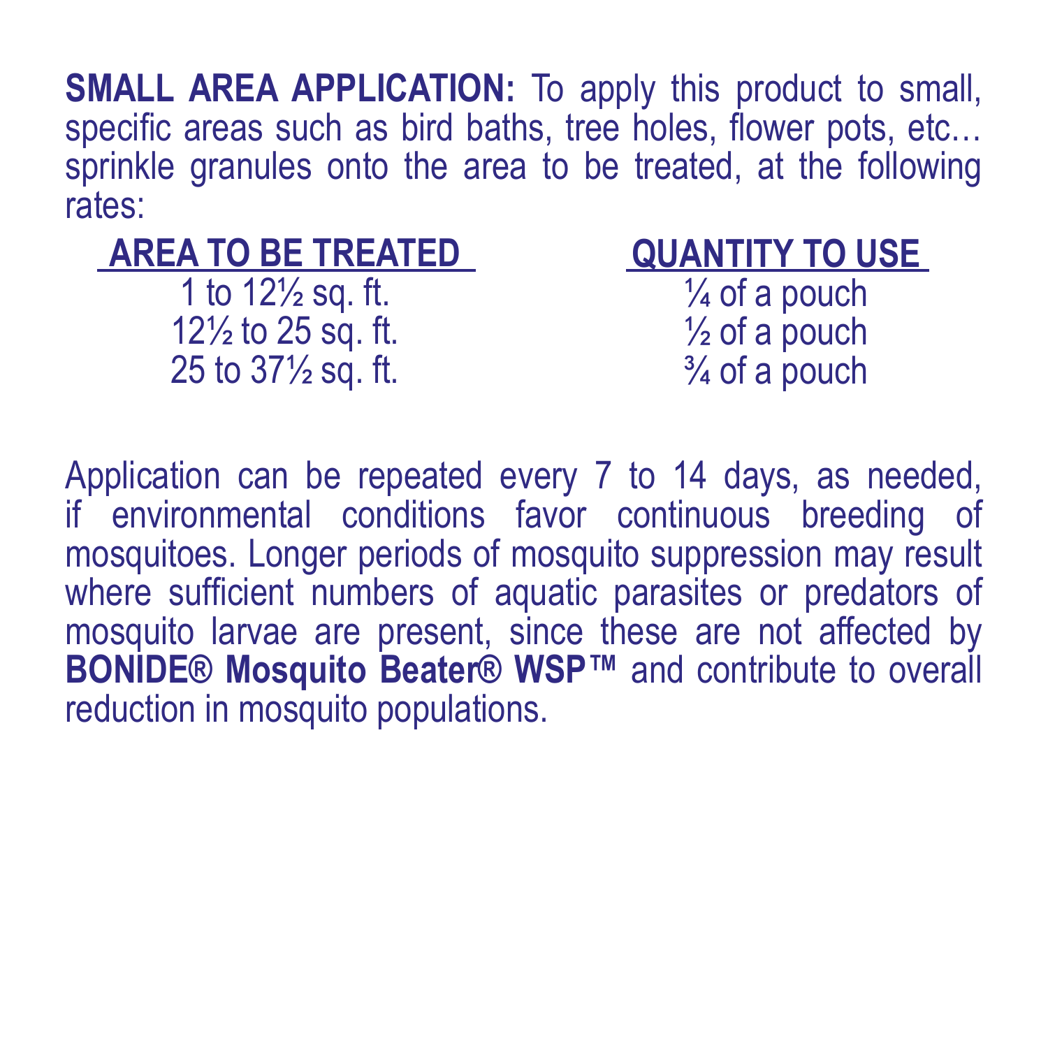**SMALL AREA APPLICATION:** To apply this product to small, specific areas such as bird baths, tree holes, flower pots, etc… sprinkle granules onto the area to be treated, at the following rates:

| AREA TO BE TREATED | QUANTITY TO USE |
|---|---|
| 1 to 12½ sq. ft. | ¼ of a pouch |
| 12½ to 25 sq. ft. | ½ of a pouch |
| 25 to 37½ sq. ft. | ¾ of a pouch |

Application can be repeated every 7 to 14 days, as needed, if environmental conditions favor continuous breeding of mosquitoes. Longer periods of mosquito suppression may result where sufficient numbers of aquatic parasites or predators of mosquito larvae are present, since these are not affected by **BONIDE® Mosquito Beater® WSP™** and contribute to overall reduction in mosquito populations.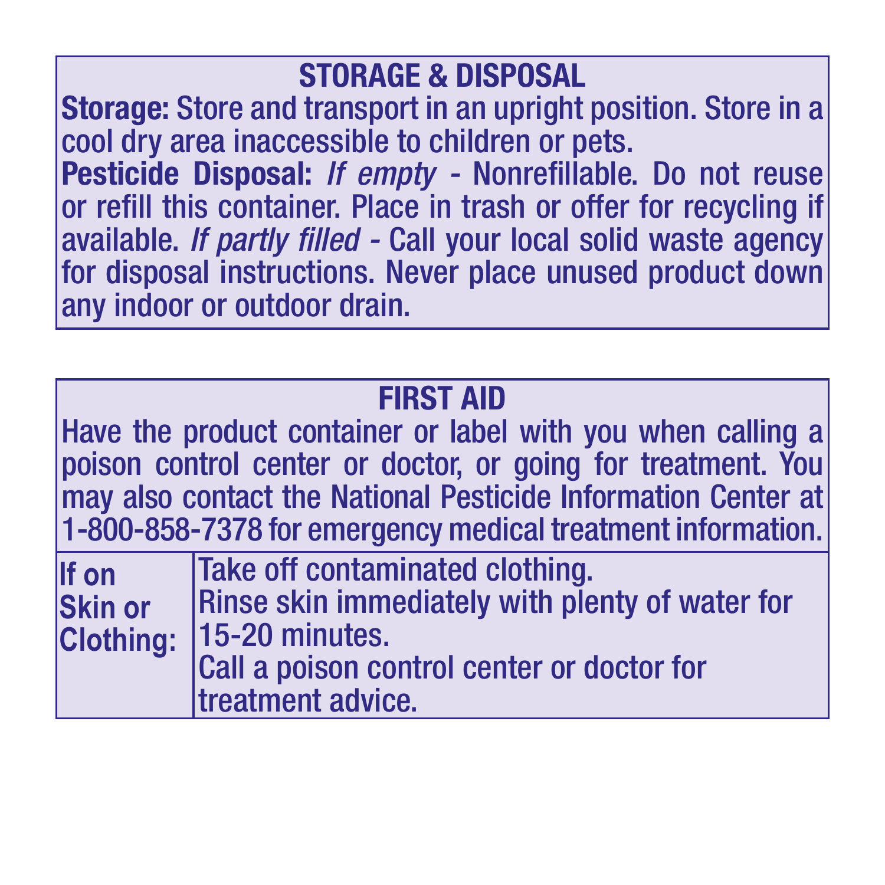## STORAGE & DISPOSAL

**Storage:** Store and transport in an upright position. Store in a cool dry area inaccessible to children or pets.

**Pesticide Disposal:** *If empty -* Nonrefillable. Do not reuse or refill this container. Place in trash or offer for recycling if available. *If partly filled -* Call your local solid waste agency for disposal instructions. Never place unused product down any indoor or outdoor drain.

## FIRST AID

Have the product container or label with you when calling a poison control center or doctor, or going for treatment. You may also contact the National Pesticide Information Center at 1-800-858-7378 for emergency medical treatment information.

| | |
|---|---|
| **If on Skin or Clothing:** | Take off contaminated clothing.<br>Rinse skin immediately with plenty of water for 15-20 minutes.<br>Call a poison control center or doctor for treatment advice. |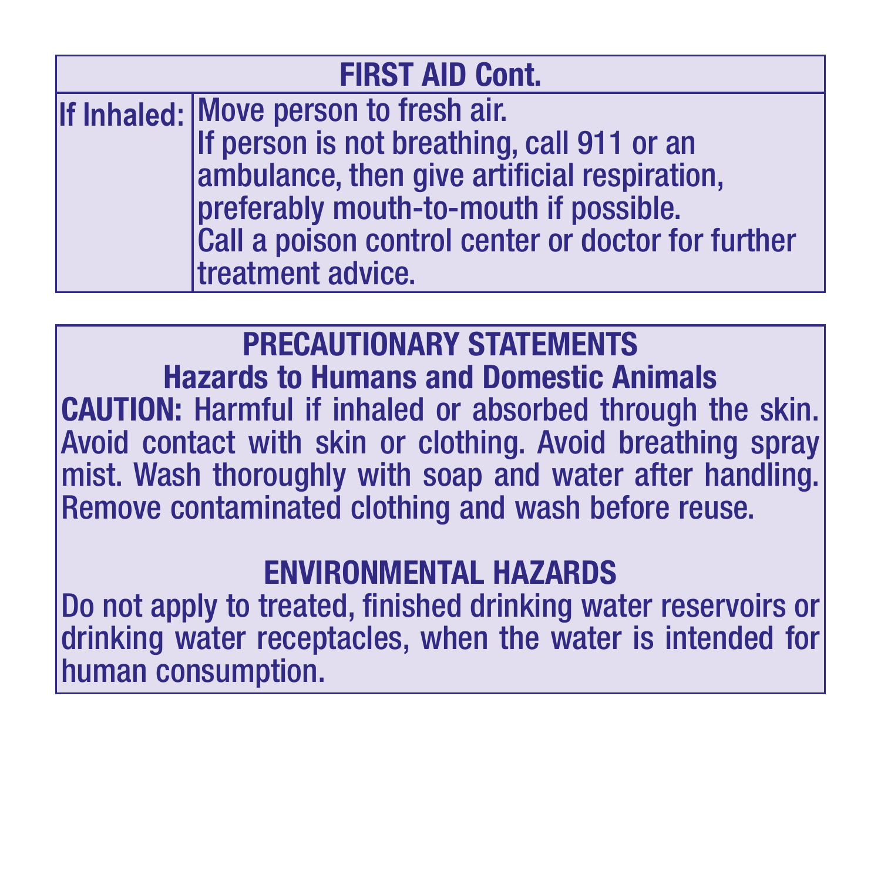| FIRST AID Cont. | |
|---|---|
| **If Inhaled:** | Move person to fresh air. If person is not breathing, call 911 or an ambulance, then give artificial respiration, preferably mouth-to-mouth if possible. Call a poison control center or doctor for further treatment advice. |

## PRECAUTIONARY STATEMENTS

### Hazards to Humans and Domestic Animals

**CAUTION:** Harmful if inhaled or absorbed through the skin. Avoid contact with skin or clothing. Avoid breathing spray mist. Wash thoroughly with soap and water after handling. Remove contaminated clothing and wash before reuse.

## ENVIRONMENTAL HAZARDS

Do not apply to treated, finished drinking water reservoirs or drinking water receptacles, when the water is intended for human consumption.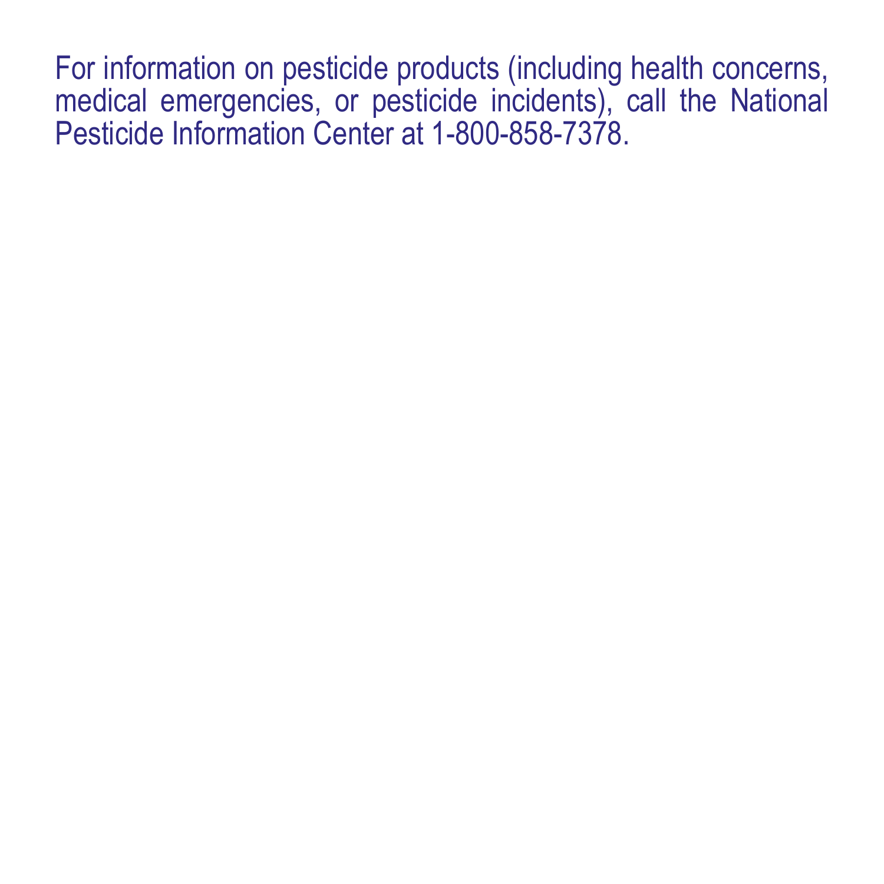For information on pesticide products (including health concerns, medical emergencies, or pesticide incidents), call the National Pesticide Information Center at 1-800-858-7378.